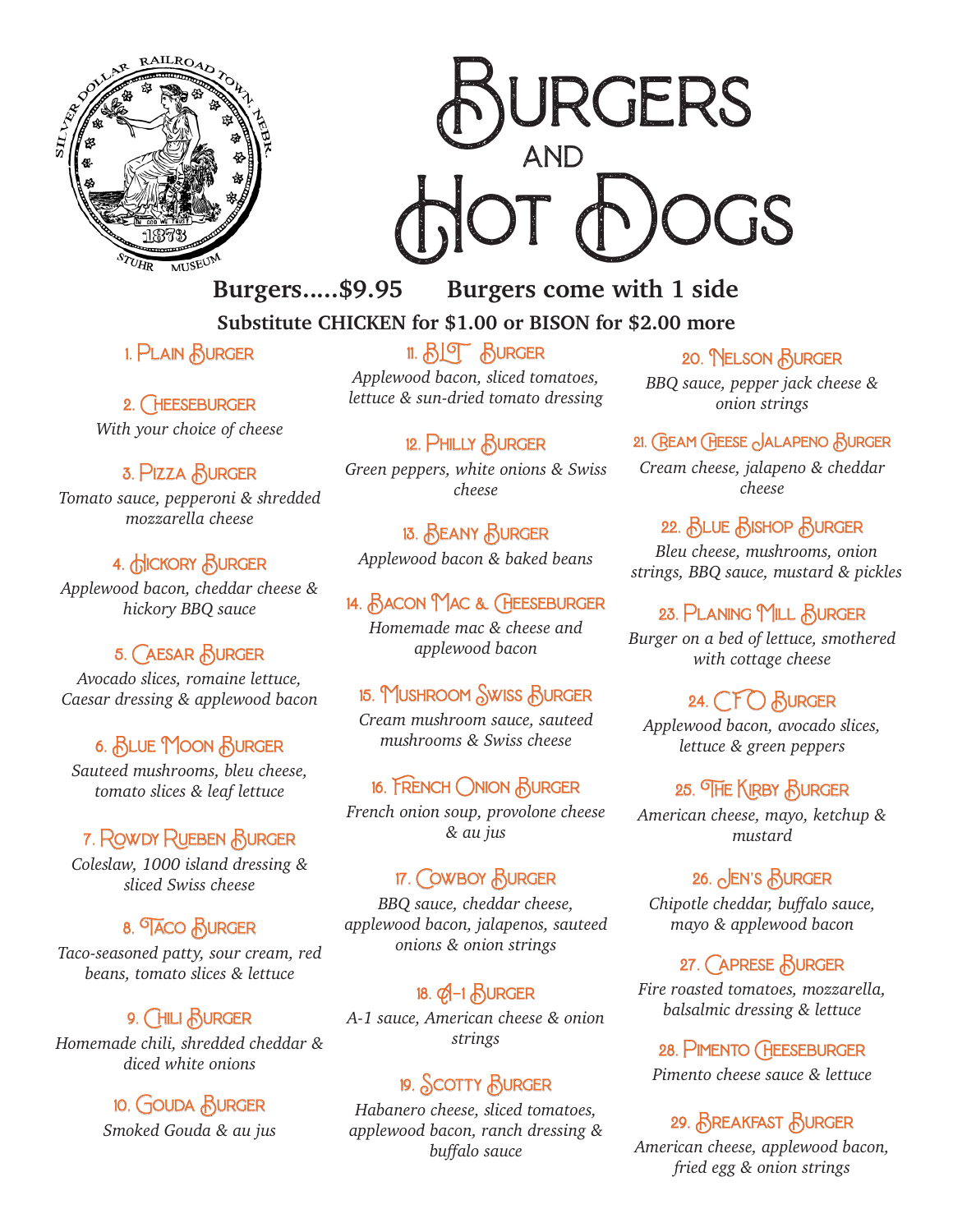SILVER DOLLAR RAILROAD TOWN, NEBR. 1873 STUHR MUSEUM

# Burgers and Hot Dogs

**Burgers.....$9.95 Burgers come with 1 side**

**Substitute CHICKEN for $1.00 or BISON for $2.00 more**

### 1. Plain Burger

### 2. Cheeseburger
*With your choice of cheese*

### 3. Pizza Burger
*Tomato sauce, pepperoni & shredded mozzarella cheese*

### 4. Hickory Burger
*Applewood bacon, cheddar cheese & hickory BBQ sauce*

### 5. Caesar Burger
*Avocado slices, romaine lettuce, Caesar dressing & applewood bacon*

### 6. Blue Moon Burger
*Sauteed mushrooms, bleu cheese, tomato slices & leaf lettuce*

### 7. Rowdy Rueben Burger
*Coleslaw, 1000 island dressing & sliced Swiss cheese*

### 8. Taco Burger
*Taco-seasoned patty, sour cream, red beans, tomato slices & lettuce*

### 9. Chili Burger
*Homemade chili, shredded cheddar & diced white onions*

### 10. Gouda Burger
*Smoked Gouda & au jus*

### 11. BLT Burger
*Applewood bacon, sliced tomatoes, lettuce & sun-dried tomato dressing*

### 12. Philly Burger
*Green peppers, white onions & Swiss cheese*

### 13. Beany Burger
*Applewood bacon & baked beans*

### 14. Bacon Mac & Cheeseburger
*Homemade mac & cheese and applewood bacon*

### 15. Mushroom Swiss Burger
*Cream mushroom sauce, sauteed mushrooms & Swiss cheese*

### 16. French Onion Burger
*French onion soup, provolone cheese & au jus*

### 17. Cowboy Burger
*BBQ sauce, cheddar cheese, applewood bacon, jalapenos, sauteed onions & onion strings*

### 18. A-1 Burger
*A-1 sauce, American cheese & onion strings*

### 19. Scotty Burger
*Habanero cheese, sliced tomatoes, applewood bacon, ranch dressing & buffalo sauce*

### 20. Nelson Burger
*BBQ sauce, pepper jack cheese & onion strings*

### 21. Cream Cheese Jalapeno Burger
*Cream cheese, jalapeno & cheddar cheese*

### 22. Blue Bishop Burger
*Bleu cheese, mushrooms, onion strings, BBQ sauce, mustard & pickles*

### 23. Planing Mill Burger
*Burger on a bed of lettuce, smothered with cottage cheese*

### 24. CFO Burger
*Applewood bacon, avocado slices, lettuce & green peppers*

### 25. The Kirby Burger
*American cheese, mayo, ketchup & mustard*

### 26. Jen's Burger
*Chipotle cheddar, buffalo sauce, mayo & applewood bacon*

### 27. Caprese Burger
*Fire roasted tomatoes, mozzarella, balsalmic dressing & lettuce*

### 28. Pimento Cheeseburger
*Pimento cheese sauce & lettuce*

### 29. Breakfast Burger
*American cheese, applewood bacon, fried egg & onion strings*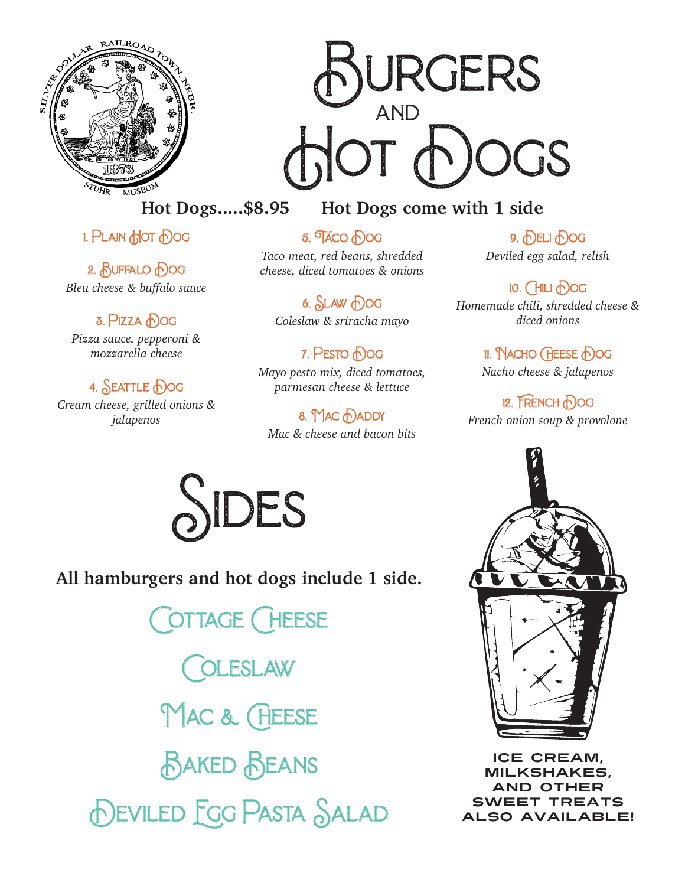# Burgers and Hot Dogs

**Hot Dogs.....$8.95 Hot Dogs come with 1 side**

### 1. Plain Hot Dog

### 2. Buffalo Dog
*Bleu cheese & buffalo sauce*

### 3. Pizza Dog
*Pizza sauce, pepperoni & mozzarella cheese*

### 4. Seattle Dog
*Cream cheese, grilled onions & jalapenos*

### 5. Taco Dog
*Taco meat, red beans, shredded cheese, diced tomatoes & onions*

### 6. Slaw Dog
*Coleslaw & sriracha mayo*

### 7. Pesto Dog
*Mayo pesto mix, diced tomatoes, parmesan cheese & lettuce*

### 8. Mac Daddy
*Mac & cheese and bacon bits*

### 9. Deli Dog
*Deviled egg salad, relish*

### 10. Chili Dog
*Homemade chili, shredded cheese & diced onions*

### 11. Nacho Cheese Dog
*Nacho cheese & jalapenos*

### 12. French Dog
*French onion soup & provolone*

# Sides

**All hamburgers and hot dogs include 1 side.**

Cottage Cheese

Coleslaw

Mac & Cheese

Baked Beans

Deviled Egg Pasta Salad

**ICE CREAM, MILKSHAKES, AND OTHER SWEET TREATS ALSO AVAILABLE!**